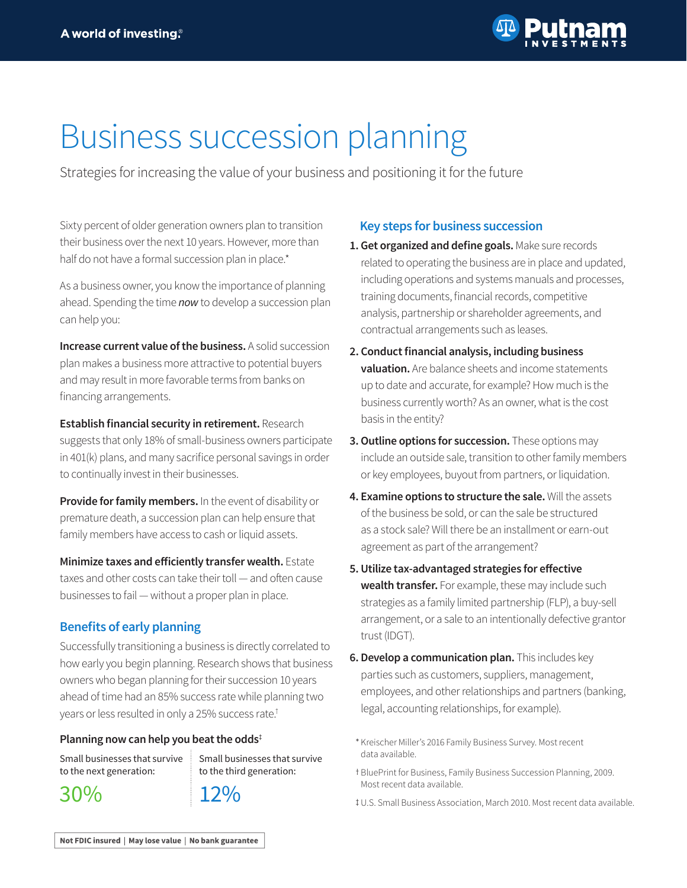A world of investing.®

Putnam INVESTMENTS

# Business succession planning

Strategies for increasing the value of your business and positioning it for the future

Sixty percent of older generation owners plan to transition their business over the next 10 years. However, more than half do not have a formal succession plan in place.*

As a business owner, you know the importance of planning ahead. Spending the time *now* to develop a succession plan can help you:

**Increase current value of the business.** A solid succession plan makes a business more attractive to potential buyers and may result in more favorable terms from banks on financing arrangements.

**Establish financial security in retirement.** Research suggests that only 18% of small-business owners participate in 401(k) plans, and many sacrifice personal savings in order to continually invest in their businesses.

**Provide for family members.** In the event of disability or premature death, a succession plan can help ensure that family members have access to cash or liquid assets.

**Minimize taxes and efficiently transfer wealth.** Estate taxes and other costs can take their toll — and often cause businesses to fail — without a proper plan in place.

## Benefits of early planning

Successfully transitioning a business is directly correlated to how early you begin planning. Research shows that business owners who began planning for their succession 10 years ahead of time had an 85% success rate while planning two years or less resulted in only a 25% success rate.†

### Planning now can help you beat the odds‡

| Small businesses that survive to the next generation: | Small businesses that survive to the third generation: |
|---|---|
| 30% | 12% |

## Key steps for business succession

1. **Get organized and define goals.** Make sure records related to operating the business are in place and updated, including operations and systems manuals and processes, training documents, financial records, competitive analysis, partnership or shareholder agreements, and contractual arrangements such as leases.
2. **Conduct financial analysis, including business valuation.** Are balance sheets and income statements up to date and accurate, for example? How much is the business currently worth? As an owner, what is the cost basis in the entity?
3. **Outline options for succession.** These options may include an outside sale, transition to other family members or key employees, buyout from partners, or liquidation.
4. **Examine options to structure the sale.** Will the assets of the business be sold, or can the sale be structured as a stock sale? Will there be an installment or earn-out agreement as part of the arrangement?
5. **Utilize tax-advantaged strategies for effective wealth transfer.** For example, these may include such strategies as a family limited partnership (FLP), a buy-sell arrangement, or a sale to an intentionally defective grantor trust (IDGT).
6. **Develop a communication plan.** This includes key parties such as customers, suppliers, management, employees, and other relationships and partners (banking, legal, accounting relationships, for example).

\* Kreischer Miller's 2016 Family Business Survey. Most recent data available.

† BluePrint for Business, Family Business Succession Planning, 2009. Most recent data available.

‡ U.S. Small Business Association, March 2010. Most recent data available.

**Not FDIC insured | May lose value | No bank guarantee**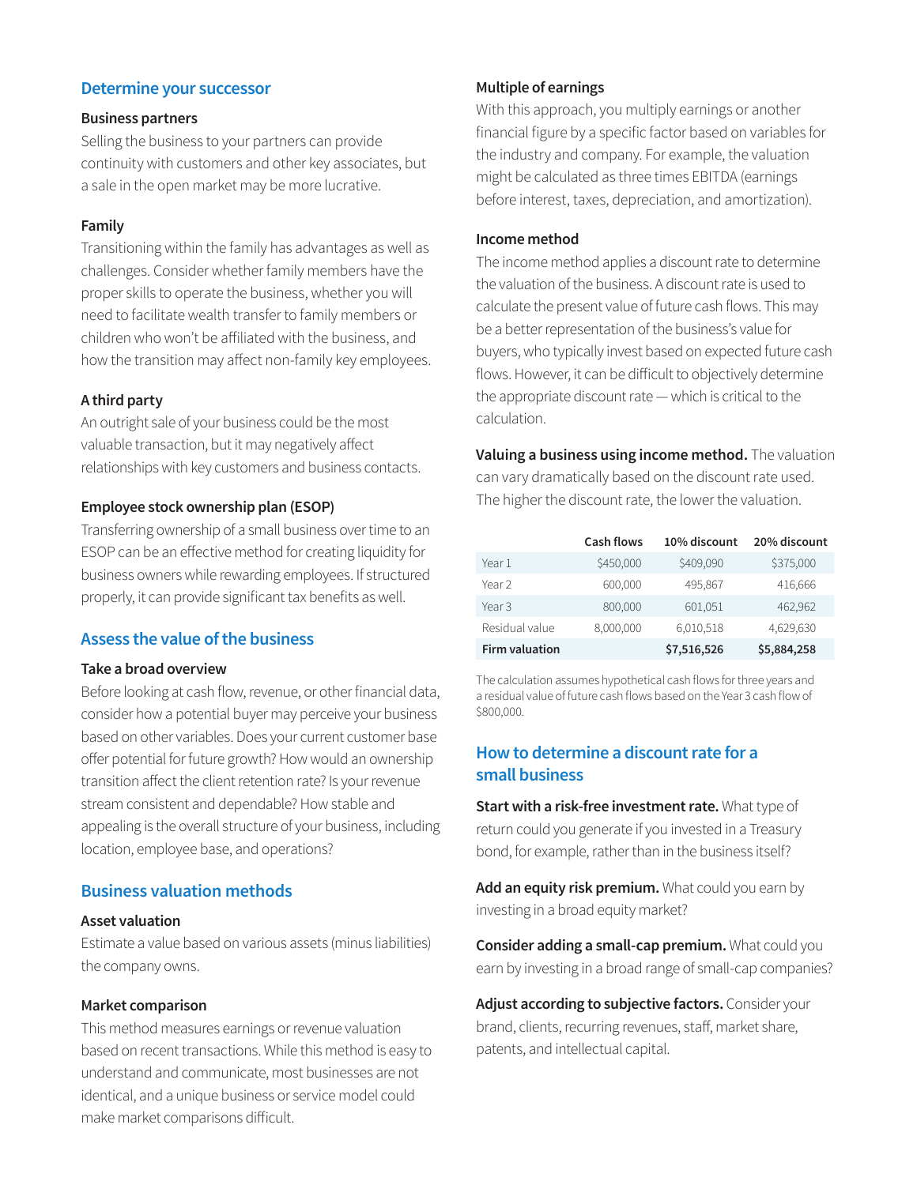## Determine your successor

### Business partners

Selling the business to your partners can provide continuity with customers and other key associates, but a sale in the open market may be more lucrative.

### Family

Transitioning within the family has advantages as well as challenges. Consider whether family members have the proper skills to operate the business, whether you will need to facilitate wealth transfer to family members or children who won't be affiliated with the business, and how the transition may affect non-family key employees.

### A third party

An outright sale of your business could be the most valuable transaction, but it may negatively affect relationships with key customers and business contacts.

### Employee stock ownership plan (ESOP)

Transferring ownership of a small business over time to an ESOP can be an effective method for creating liquidity for business owners while rewarding employees. If structured properly, it can provide significant tax benefits as well.

## Assess the value of the business

### Take a broad overview

Before looking at cash flow, revenue, or other financial data, consider how a potential buyer may perceive your business based on other variables. Does your current customer base offer potential for future growth? How would an ownership transition affect the client retention rate? Is your revenue stream consistent and dependable? How stable and appealing is the overall structure of your business, including location, employee base, and operations?

## Business valuation methods

### Asset valuation

Estimate a value based on various assets (minus liabilities) the company owns.

### Market comparison

This method measures earnings or revenue valuation based on recent transactions. While this method is easy to understand and communicate, most businesses are not identical, and a unique business or service model could make market comparisons difficult.

### Multiple of earnings

With this approach, you multiply earnings or another financial figure by a specific factor based on variables for the industry and company. For example, the valuation might be calculated as three times EBITDA (earnings before interest, taxes, depreciation, and amortization).

### Income method

The income method applies a discount rate to determine the valuation of the business. A discount rate is used to calculate the present value of future cash flows. This may be a better representation of the business's value for buyers, who typically invest based on expected future cash flows. However, it can be difficult to objectively determine the appropriate discount rate — which is critical to the calculation.

**Valuing a business using income method.** The valuation can vary dramatically based on the discount rate used. The higher the discount rate, the lower the valuation.

| | Cash flows | 10% discount | 20% discount |
|---|---|---|---|
| Year 1 | $450,000 | $409,090 | $375,000 |
| Year 2 | 600,000 | 495,867 | 416,666 |
| Year 3 | 800,000 | 601,051 | 462,962 |
| Residual value | 8,000,000 | 6,010,518 | 4,629,630 |
| **Firm valuation** | | **$7,516,526** | **$5,884,258** |

The calculation assumes hypothetical cash flows for three years and a residual value of future cash flows based on the Year 3 cash flow of $800,000.

## How to determine a discount rate for a small business

**Start with a risk-free investment rate.** What type of return could you generate if you invested in a Treasury bond, for example, rather than in the business itself?

**Add an equity risk premium.** What could you earn by investing in a broad equity market?

**Consider adding a small-cap premium.** What could you earn by investing in a broad range of small-cap companies?

**Adjust according to subjective factors.** Consider your brand, clients, recurring revenues, staff, market share, patents, and intellectual capital.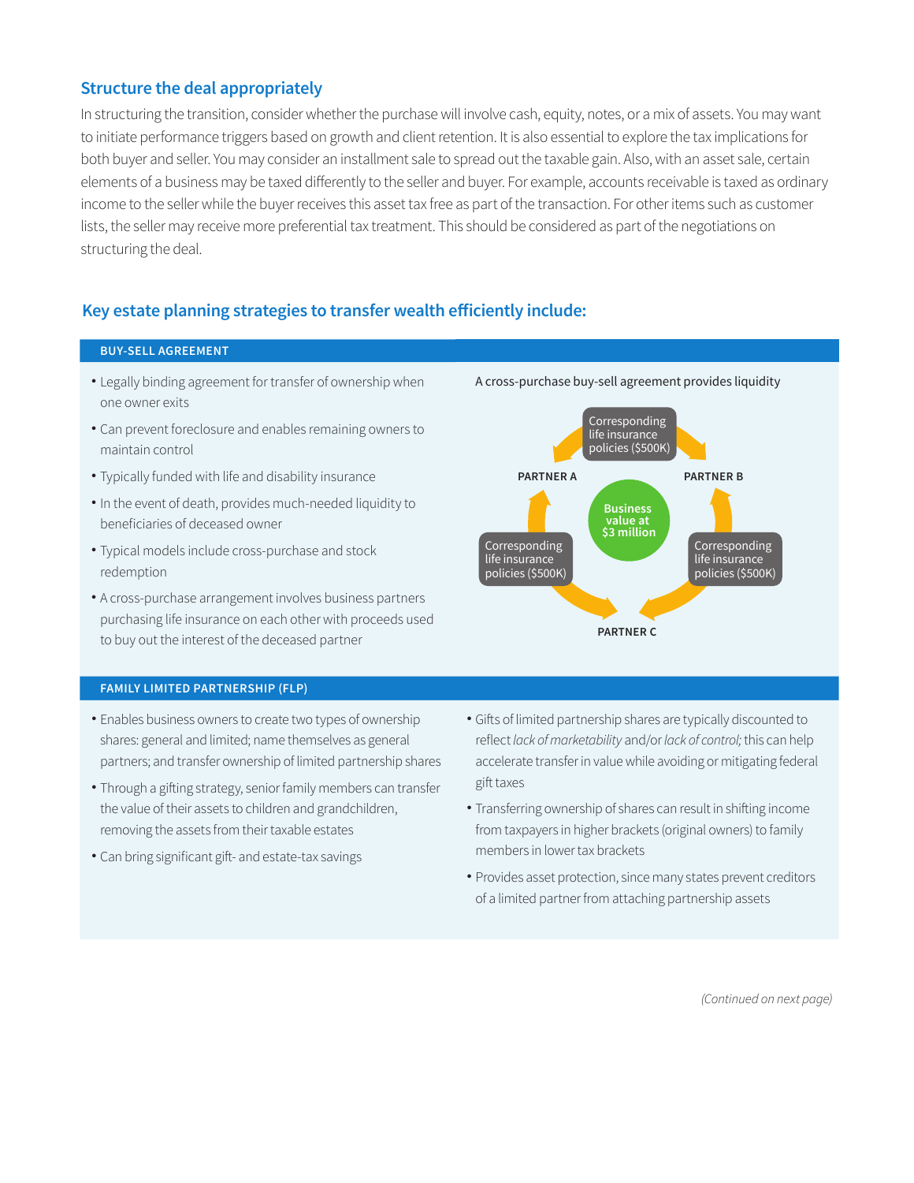## Structure the deal appropriately

In structuring the transition, consider whether the purchase will involve cash, equity, notes, or a mix of assets. You may want to initiate performance triggers based on growth and client retention. It is also essential to explore the tax implications for both buyer and seller. You may consider an installment sale to spread out the taxable gain. Also, with an asset sale, certain elements of a business may be taxed differently to the seller and buyer. For example, accounts receivable is taxed as ordinary income to the seller while the buyer receives this asset tax free as part of the transaction. For other items such as customer lists, the seller may receive more preferential tax treatment. This should be considered as part of the negotiations on structuring the deal.

## Key estate planning strategies to transfer wealth efficiently include:

### BUY-SELL AGREEMENT

- Legally binding agreement for transfer of ownership when one owner exits
- Can prevent foreclosure and enables remaining owners to maintain control
- Typically funded with life and disability insurance
- In the event of death, provides much-needed liquidity to beneficiaries of deceased owner
- Typical models include cross-purchase and stock redemption
- A cross-purchase arrangement involves business partners purchasing life insurance on each other with proceeds used to buy out the interest of the deceased partner

A cross-purchase buy-sell agreement provides liquidity

PARTNER A — Corresponding life insurance policies ($500K) — PARTNER B

Business value at $3 million

Corresponding life insurance policies ($500K) — PARTNER C — Corresponding life insurance policies ($500K)

### FAMILY LIMITED PARTNERSHIP (FLP)

- Enables business owners to create two types of ownership shares: general and limited; name themselves as general partners; and transfer ownership of limited partnership shares
- Through a gifting strategy, senior family members can transfer the value of their assets to children and grandchildren, removing the assets from their taxable estates
- Can bring significant gift- and estate-tax savings
- Gifts of limited partnership shares are typically discounted to reflect *lack of marketability* and/or *lack of control;* this can help accelerate transfer in value while avoiding or mitigating federal gift taxes
- Transferring ownership of shares can result in shifting income from taxpayers in higher brackets (original owners) to family members in lower tax brackets
- Provides asset protection, since many states prevent creditors of a limited partner from attaching partnership assets

*(Continued on next page)*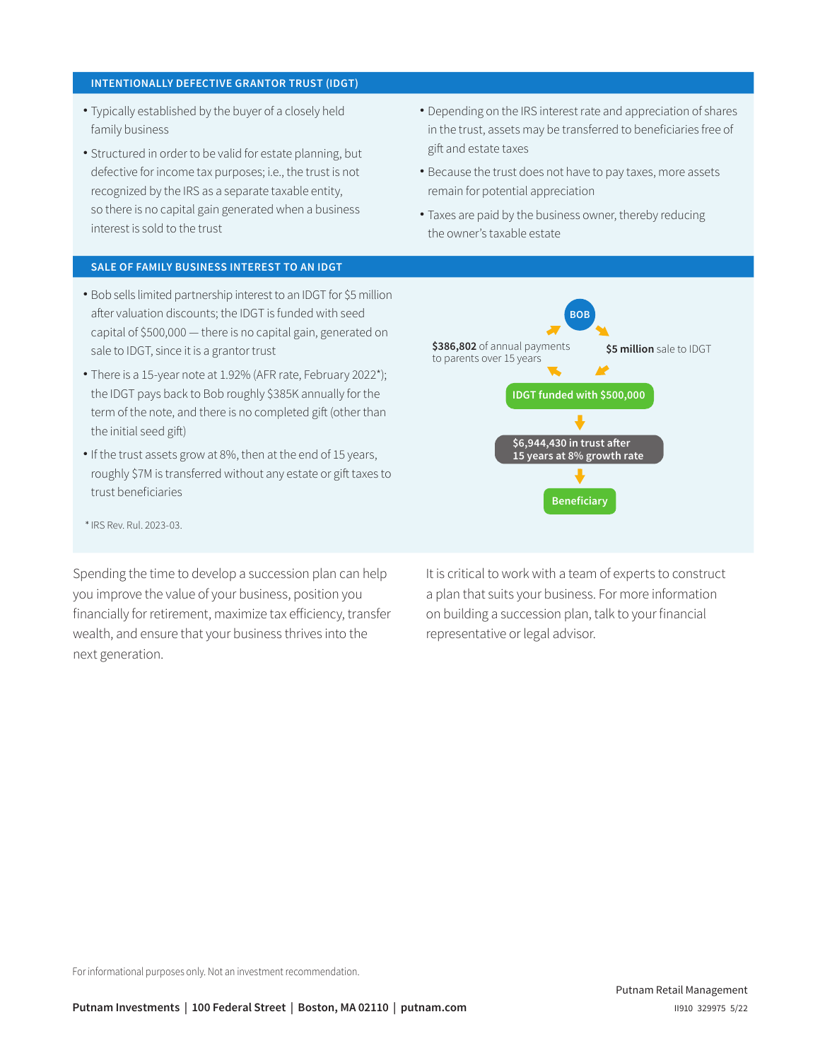## INTENTIONALLY DEFECTIVE GRANTOR TRUST (IDGT)

- Typically established by the buyer of a closely held family business
- Structured in order to be valid for estate planning, but defective for income tax purposes; i.e., the trust is not recognized by the IRS as a separate taxable entity, so there is no capital gain generated when a business interest is sold to the trust
- Depending on the IRS interest rate and appreciation of shares in the trust, assets may be transferred to beneficiaries free of gift and estate taxes
- Because the trust does not have to pay taxes, more assets remain for potential appreciation
- Taxes are paid by the business owner, thereby reducing the owner's taxable estate

## SALE OF FAMILY BUSINESS INTEREST TO AN IDGT

- Bob sells limited partnership interest to an IDGT for $5 million after valuation discounts; the IDGT is funded with seed capital of $500,000 — there is no capital gain, generated on sale to IDGT, since it is a grantor trust
- There is a 15-year note at 1.92% (AFR rate, February 2022*); the IDGT pays back to Bob roughly $385K annually for the term of the note, and there is no completed gift (other than the initial seed gift)
- If the trust assets grow at 8%, then at the end of 15 years, roughly $7M is transferred without any estate or gift taxes to trust beneficiaries

BOB

**$386,802** of annual payments to parents over 15 years

**$5 million** sale to IDGT

IDGT funded with $500,000

$6,944,430 in trust after 15 years at 8% growth rate

Beneficiary

* IRS Rev. Rul. 2023-03.

Spending the time to develop a succession plan can help you improve the value of your business, position you financially for retirement, maximize tax efficiency, transfer wealth, and ensure that your business thrives into the next generation.

It is critical to work with a team of experts to construct a plan that suits your business. For more information on building a succession plan, talk to your financial representative or legal advisor.

For informational purposes only. Not an investment recommendation.

Putnam Retail Management

**Putnam Investments | 100 Federal Street | Boston, MA 02110 | putnam.com**

II910 329975 5/22